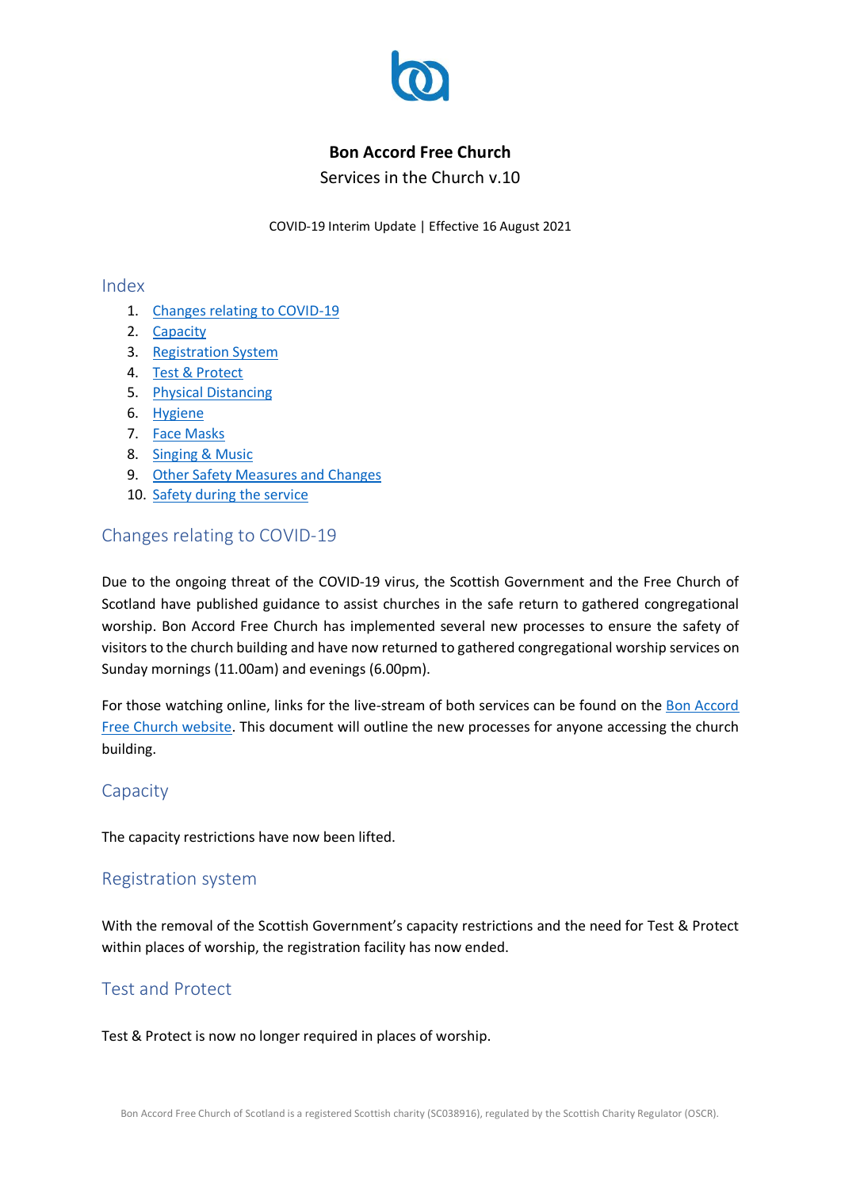# Bon Accord Free Church

Services in the Church v.10

COVID-19 Interim Update | Effective 16 August 2021

## Index

1. Changes relating to COVID-19
2. Capacity
3. Registration System
4. Test & Protect
5. Physical Distancing
6. Hygiene
7. Face Masks
8. Singing & Music
9. Other Safety Measures and Changes
10. Safety during the service

## Changes relating to COVID-19

Due to the ongoing threat of the COVID-19 virus, the Scottish Government and the Free Church of Scotland have published guidance to assist churches in the safe return to gathered congregational worship. Bon Accord Free Church has implemented several new processes to ensure the safety of visitors to the church building and have now returned to gathered congregational worship services on Sunday mornings (11.00am) and evenings (6.00pm).

For those watching online, links for the live-stream of both services can be found on the Bon Accord Free Church website. This document will outline the new processes for anyone accessing the church building.

## Capacity

The capacity restrictions have now been lifted.

## Registration system

With the removal of the Scottish Government's capacity restrictions and the need for Test & Protect within places of worship, the registration facility has now ended.

## Test and Protect

Test & Protect is now no longer required in places of worship.

Bon Accord Free Church of Scotland is a registered Scottish charity (SC038916), regulated by the Scottish Charity Regulator (OSCR).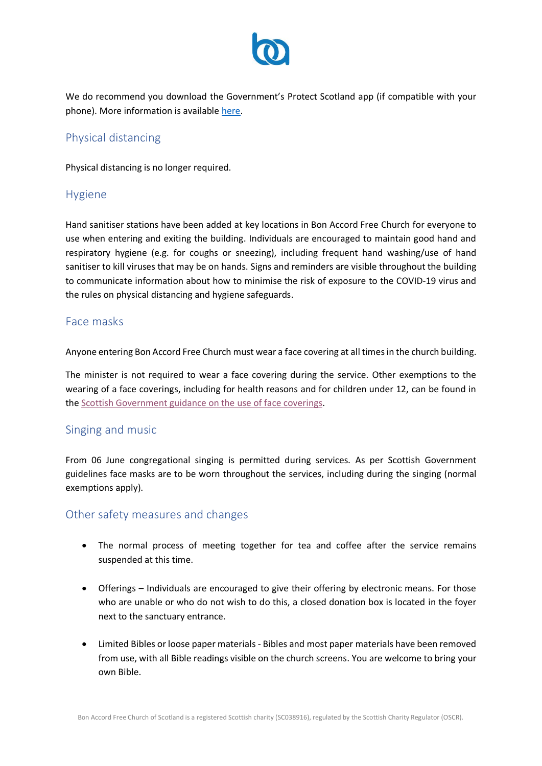We do recommend you download the Government's Protect Scotland app (if compatible with your phone). More information is available [here](here).

## Physical distancing

Physical distancing is no longer required.

## Hygiene

Hand sanitiser stations have been added at key locations in Bon Accord Free Church for everyone to use when entering and exiting the building. Individuals are encouraged to maintain good hand and respiratory hygiene (e.g. for coughs or sneezing), including frequent hand washing/use of hand sanitiser to kill viruses that may be on hands. Signs and reminders are visible throughout the building to communicate information about how to minimise the risk of exposure to the COVID-19 virus and the rules on physical distancing and hygiene safeguards.

## Face masks

Anyone entering Bon Accord Free Church must wear a face covering at all times in the church building.

The minister is not required to wear a face covering during the service. Other exemptions to the wearing of a face coverings, including for health reasons and for children under 12, can be found in the Scottish Government guidance on the use of face coverings.

## Singing and music

From 06 June congregational singing is permitted during services. As per Scottish Government guidelines face masks are to be worn throughout the services, including during the singing (normal exemptions apply).

## Other safety measures and changes

- The normal process of meeting together for tea and coffee after the service remains suspended at this time.
- Offerings – Individuals are encouraged to give their offering by electronic means. For those who are unable or who do not wish to do this, a closed donation box is located in the foyer next to the sanctuary entrance.
- Limited Bibles or loose paper materials - Bibles and most paper materials have been removed from use, with all Bible readings visible on the church screens. You are welcome to bring your own Bible.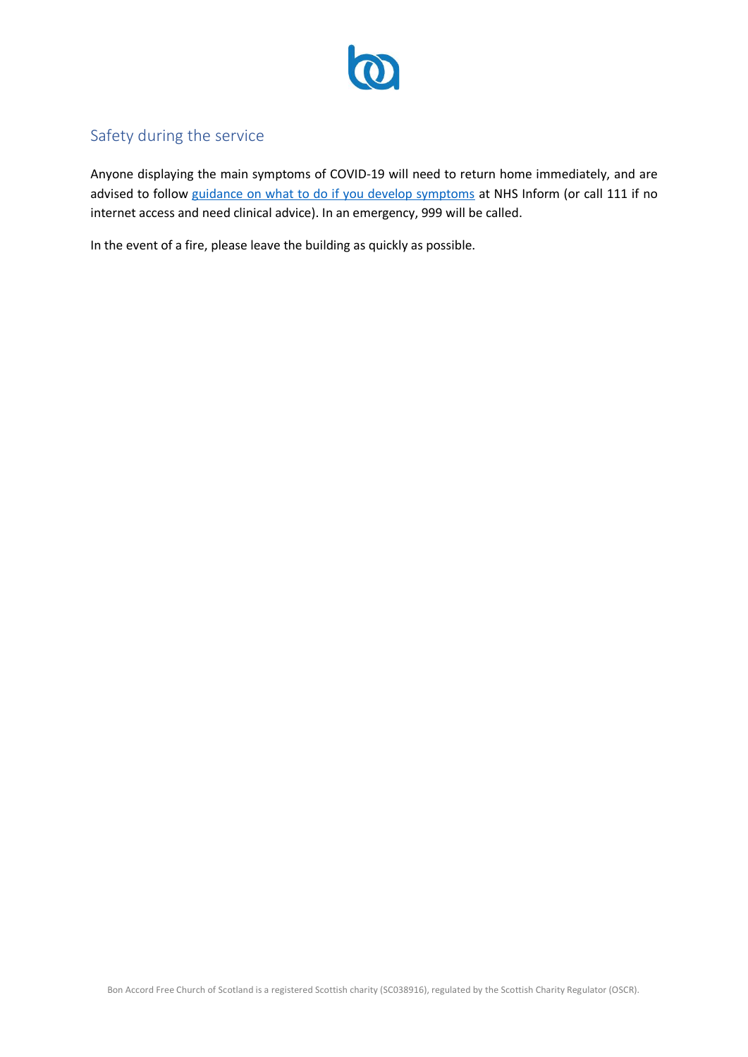## Safety during the service

Anyone displaying the main symptoms of COVID-19 will need to return home immediately, and are advised to follow guidance on what to do if you develop symptoms at NHS Inform (or call 111 if no internet access and need clinical advice). In an emergency, 999 will be called.

In the event of a fire, please leave the building as quickly as possible.